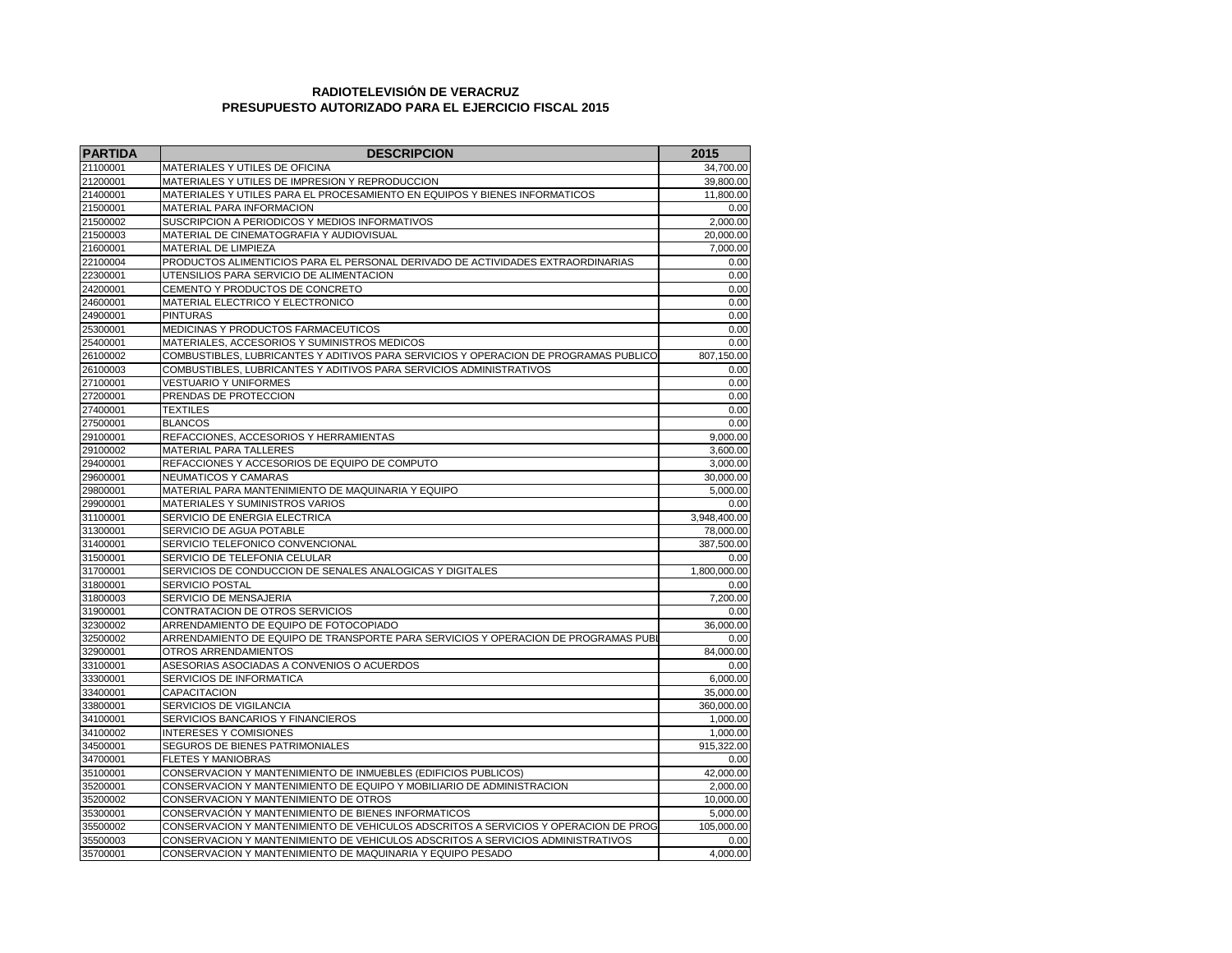**RADIOTELEVISIÓN DE VERACRUZ**
**PRESUPUESTO AUTORIZADO PARA EL EJERCICIO FISCAL 2015**

| PARTIDA | DESCRIPCION | 2015 |
|---|---|---|
| 21100001 | MATERIALES Y UTILES DE OFICINA | 34,700.00 |
| 21200001 | MATERIALES Y UTILES DE IMPRESION Y REPRODUCCION | 39,800.00 |
| 21400001 | MATERIALES Y UTILES PARA EL PROCESAMIENTO EN EQUIPOS Y BIENES INFORMATICOS | 11,800.00 |
| 21500001 | MATERIAL PARA INFORMACION | 0.00 |
| 21500002 | SUSCRIPCION A PERIODICOS Y MEDIOS INFORMATIVOS | 2,000.00 |
| 21500003 | MATERIAL DE CINEMATOGRAFIA Y AUDIOVISUAL | 20,000.00 |
| 21600001 | MATERIAL DE LIMPIEZA | 7,000.00 |
| 22100004 | PRODUCTOS ALIMENTICIOS PARA EL PERSONAL DERIVADO DE ACTIVIDADES EXTRAORDINARIAS | 0.00 |
| 22300001 | UTENSILIOS PARA SERVICIO DE ALIMENTACION | 0.00 |
| 24200001 | CEMENTO Y PRODUCTOS DE CONCRETO | 0.00 |
| 24600001 | MATERIAL ELECTRICO Y ELECTRONICO | 0.00 |
| 24900001 | PINTURAS | 0.00 |
| 25300001 | MEDICINAS Y PRODUCTOS FARMACEUTICOS | 0.00 |
| 25400001 | MATERIALES, ACCESORIOS Y SUMINISTROS MEDICOS | 0.00 |
| 26100002 | COMBUSTIBLES, LUBRICANTES Y ADITIVOS PARA SERVICIOS Y OPERACION DE PROGRAMAS PUBLICO | 807,150.00 |
| 26100003 | COMBUSTIBLES, LUBRICANTES Y ADITIVOS PARA SERVICIOS ADMINISTRATIVOS | 0.00 |
| 27100001 | VESTUARIO Y UNIFORMES | 0.00 |
| 27200001 | PRENDAS DE PROTECCION | 0.00 |
| 27400001 | TEXTILES | 0.00 |
| 27500001 | BLANCOS | 0.00 |
| 29100001 | REFACCIONES, ACCESORIOS Y HERRAMIENTAS | 9,000.00 |
| 29100002 | MATERIAL PARA TALLERES | 3,600.00 |
| 29400001 | REFACCIONES Y ACCESORIOS DE EQUIPO DE COMPUTO | 3,000.00 |
| 29600001 | NEUMATICOS Y CAMARAS | 30,000.00 |
| 29800001 | MATERIAL PARA MANTENIMIENTO DE MAQUINARIA Y EQUIPO | 5,000.00 |
| 29900001 | MATERIALES Y SUMINISTROS VARIOS | 0.00 |
| 31100001 | SERVICIO DE ENERGIA ELECTRICA | 3,948,400.00 |
| 31300001 | SERVICIO DE AGUA POTABLE | 78,000.00 |
| 31400001 | SERVICIO TELEFONICO CONVENCIONAL | 387,500.00 |
| 31500001 | SERVICIO DE TELEFONIA CELULAR | 0.00 |
| 31700001 | SERVICIOS DE CONDUCCION DE SENALES ANALOGICAS Y DIGITALES | 1,800,000.00 |
| 31800001 | SERVICIO POSTAL | 0.00 |
| 31800003 | SERVICIO DE MENSAJERIA | 7,200.00 |
| 31900001 | CONTRATACION DE OTROS SERVICIOS | 0.00 |
| 32300002 | ARRENDAMIENTO DE EQUIPO DE FOTOCOPIADO | 36,000.00 |
| 32500002 | ARRENDAMIENTO DE EQUIPO DE TRANSPORTE PARA SERVICIOS Y OPERACION DE PROGRAMAS PUBL | 0.00 |
| 32900001 | OTROS ARRENDAMIENTOS | 84,000.00 |
| 33100001 | ASESORIAS ASOCIADAS A CONVENIOS O ACUERDOS | 0.00 |
| 33300001 | SERVICIOS DE INFORMATICA | 6,000.00 |
| 33400001 | CAPACITACION | 35,000.00 |
| 33800001 | SERVICIOS DE VIGILANCIA | 360,000.00 |
| 34100001 | SERVICIOS BANCARIOS Y FINANCIEROS | 1,000.00 |
| 34100002 | INTERESES Y COMISIONES | 1,000.00 |
| 34500001 | SEGUROS DE BIENES PATRIMONIALES | 915,322.00 |
| 34700001 | FLETES Y MANIOBRAS | 0.00 |
| 35100001 | CONSERVACION Y MANTENIMIENTO DE INMUEBLES (EDIFICIOS PUBLICOS) | 42,000.00 |
| 35200001 | CONSERVACION Y MANTENIMIENTO DE EQUIPO Y MOBILIARIO DE ADMINISTRACION | 2,000.00 |
| 35200002 | CONSERVACION Y MANTENIMIENTO DE OTROS | 10,000.00 |
| 35300001 | CONSERVACIÓN Y MANTENIMIENTO DE BIENES INFORMATICOS | 5,000.00 |
| 35500002 | CONSERVACION Y MANTENIMIENTO DE VEHICULOS ADSCRITOS A SERVICIOS Y OPERACION DE PROG | 105,000.00 |
| 35500003 | CONSERVACION Y MANTENIMIENTO DE VEHICULOS ADSCRITOS A SERVICIOS ADMINISTRATIVOS | 0.00 |
| 35700001 | CONSERVACION Y MANTENIMIENTO DE MAQUINARIA Y EQUIPO PESADO | 4,000.00 |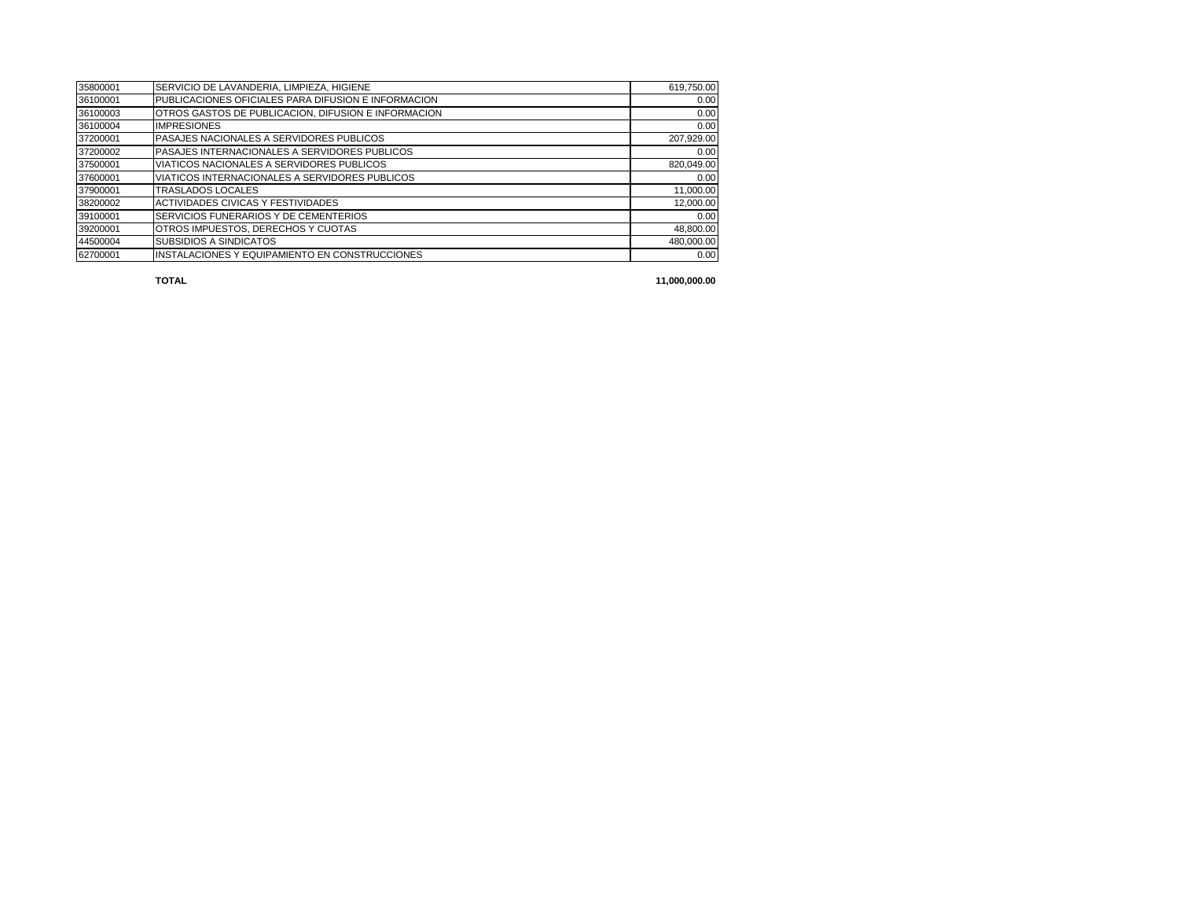| | | |
|---|---|---|
| 35800001 | SERVICIO DE LAVANDERIA, LIMPIEZA, HIGIENE | 619,750.00 |
| 36100001 | PUBLICACIONES OFICIALES PARA DIFUSION E INFORMACION | 0.00 |
| 36100003 | OTROS GASTOS DE PUBLICACION, DIFUSION E INFORMACION | 0.00 |
| 36100004 | IMPRESIONES | 0.00 |
| 37200001 | PASAJES NACIONALES A SERVIDORES PUBLICOS | 207,929.00 |
| 37200002 | PASAJES INTERNACIONALES A SERVIDORES PUBLICOS | 0.00 |
| 37500001 | VIATICOS NACIONALES A SERVIDORES PUBLICOS | 820,049.00 |
| 37600001 | VIATICOS INTERNACIONALES A SERVIDORES PUBLICOS | 0.00 |
| 37900001 | TRASLADOS LOCALES | 11,000.00 |
| 38200002 | ACTIVIDADES CIVICAS Y FESTIVIDADES | 12,000.00 |
| 39100001 | SERVICIOS FUNERARIOS Y DE CEMENTERIOS | 0.00 |
| 39200001 | OTROS IMPUESTOS, DERECHOS Y CUOTAS | 48,800.00 |
| 44500004 | SUBSIDIOS A SINDICATOS | 480,000.00 |
| 62700001 | INSTALACIONES Y EQUIPAMIENTO EN CONSTRUCCIONES | 0.00 |
| | **TOTAL** | **11,000,000.00** |